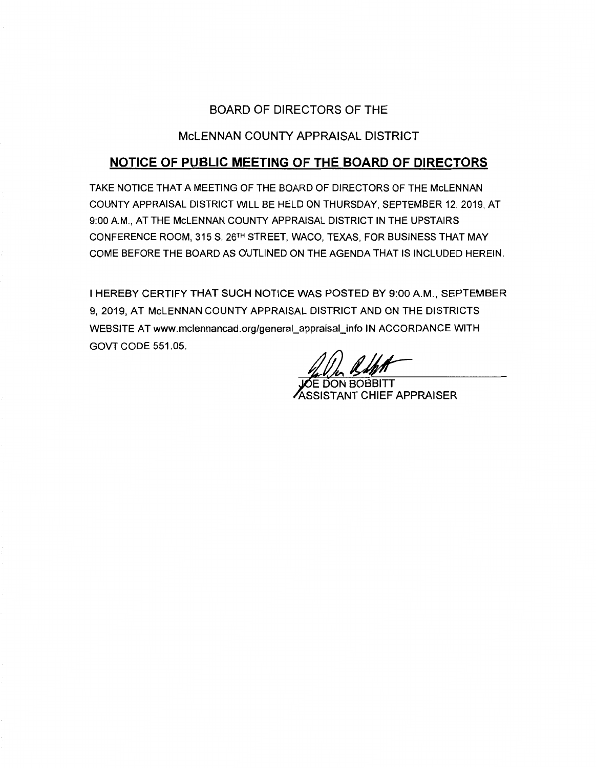BOARD OF DIRECTORS OF THE

McLENNAN COUNTY APPRAISAL DISTRICT

## NOTICE OF PUBLIC MEETING OF THE BOARD OF DIRECTORS

TAKE NOTICE THAT A MEETING OF THE BOARD OF DIRECTORS OF THE McLENNAN COUNTY APPRAISAL DISTRICT WILL BE HELD ON THURSDAY, SEPTEMBER 12, 2019, AT 9:00 A.M., AT THE McLENNAN COUNTY APPRAISAL DISTRICT IN THE UPSTAIRS CONFERENCE ROOM, 315 S. 26TH STREET, WACO, TEXAS, FOR BUSINESS THAT MAY COME BEFORE THE BOARD AS OUTLINED ON THE AGENDA THAT IS INCLUDED HEREIN.

I HEREBY CERTIFY THAT SUCH NOTICE WAS POSTED BY 9:00 A.M., SEPTEMBER 9, 2019, AT McLENNAN COUNTY APPRAISAL DISTRICT AND ON THE DISTRICTS WEBSITE AT www.mclennancad.org/general_appraisal_info IN ACCORDANCE WITH GOVT CODE 551.05.

JOE DON BOBBITT
ASSISTANT CHIEF APPRAISER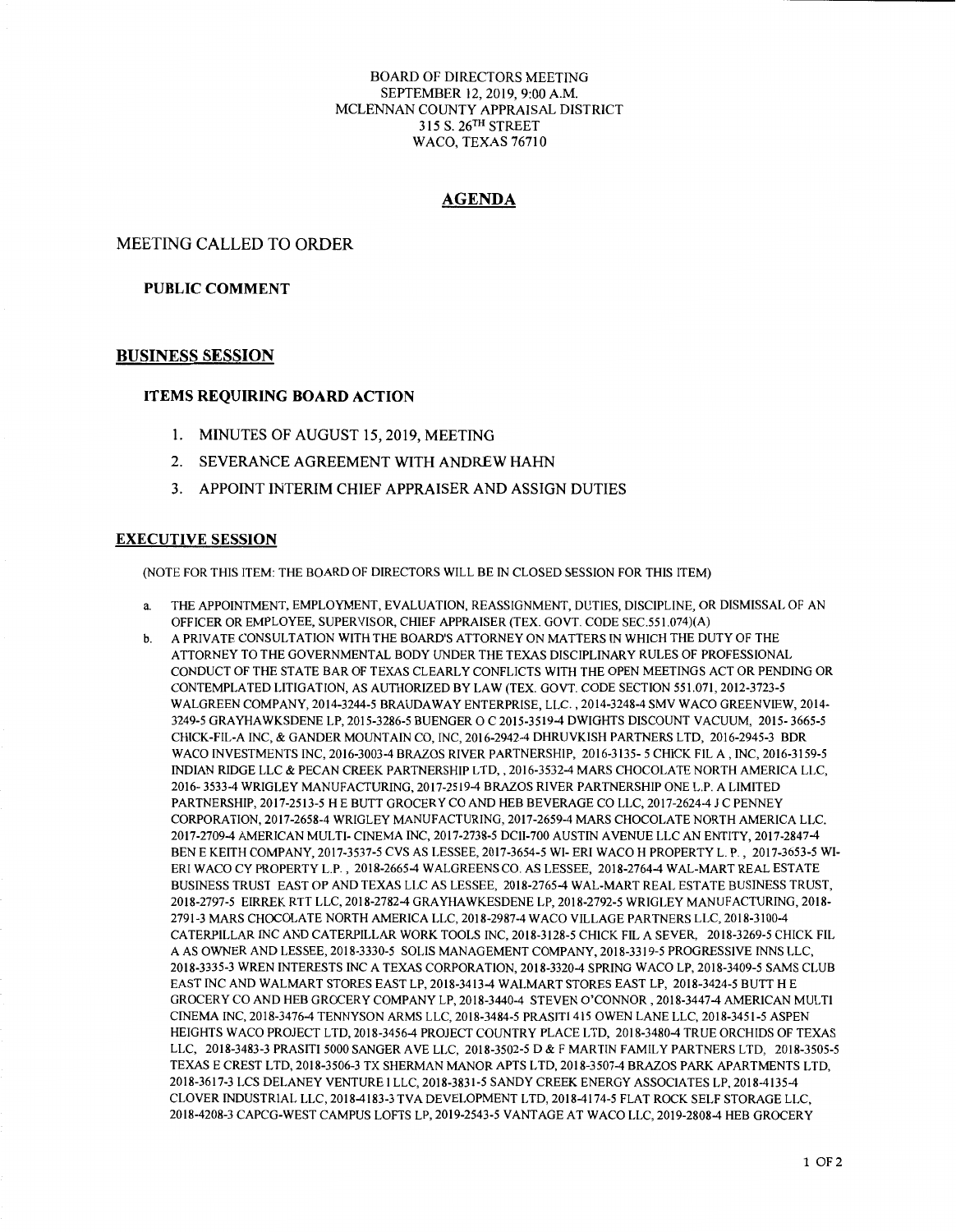BOARD OF DIRECTORS MEETING
SEPTEMBER 12, 2019, 9:00 A.M.
MCLENNAN COUNTY APPRAISAL DISTRICT
315 S. 26TH STREET
WACO, TEXAS 76710

# AGENDA

## MEETING CALLED TO ORDER

### PUBLIC COMMENT

## BUSINESS SESSION

### ITEMS REQUIRING BOARD ACTION

1. MINUTES OF AUGUST 15, 2019, MEETING
2. SEVERANCE AGREEMENT WITH ANDREW HAHN
3. APPOINT INTERIM CHIEF APPRAISER AND ASSIGN DUTIES

## EXECUTIVE SESSION

(NOTE FOR THIS ITEM: THE BOARD OF DIRECTORS WILL BE IN CLOSED SESSION FOR THIS ITEM)

a. THE APPOINTMENT, EMPLOYMENT, EVALUATION, REASSIGNMENT, DUTIES, DISCIPLINE, OR DISMISSAL OF AN OFFICER OR EMPLOYEE, SUPERVISOR, CHIEF APPRAISER (TEX. GOVT. CODE SEC.551.074)(A)

b. A PRIVATE CONSULTATION WITH THE BOARD'S ATTORNEY ON MATTERS IN WHICH THE DUTY OF THE ATTORNEY TO THE GOVERNMENTAL BODY UNDER THE TEXAS DISCIPLINARY RULES OF PROFESSIONAL CONDUCT OF THE STATE BAR OF TEXAS CLEARLY CONFLICTS WITH THE OPEN MEETINGS ACT OR PENDING OR CONTEMPLATED LITIGATION, AS AUTHORIZED BY LAW (TEX. GOVT. CODE SECTION 551.071, 2012-3723-5 WALGREEN COMPANY, 2014-3244-5 BRAUDAWAY ENTERPRISE, LLC. , 2014-3248-4 SMV WACO GREENVIEW, 2014-3249-5 GRAYHAWKSDENE LP, 2015-3286-5 BUENGER O C 2015-3519-4 DWIGHTS DISCOUNT VACUUM, 2015- 3665-5 CHICK-FIL-A INC, & GANDER MOUNTAIN CO, INC, 2016-2942-4 DHRUVKISH PARTNERS LTD, 2016-2945-3 BDR WACO INVESTMENTS INC, 2016-3003-4 BRAZOS RIVER PARTNERSHIP, 2016-3135- 5 CHICK FIL A , INC, 2016-3159-5 INDIAN RIDGE LLC & PECAN CREEK PARTNERSHIP LTD, , 2016-3532-4 MARS CHOCOLATE NORTH AMERICA LLC, 2016- 3533-4 WRIGLEY MANUFACTURING, 2017-2519-4 BRAZOS RIVER PARTNERSHIP ONE L.P. A LIMITED PARTNERSHIP, 2017-2513-5 H E BUTT GROCERY CO AND HEB BEVERAGE CO LLC, 2017-2624-4 J C PENNEY CORPORATION, 2017-2658-4 WRIGLEY MANUFACTURING, 2017-2659-4 MARS CHOCOLATE NORTH AMERICA LLC. 2017-2709-4 AMERICAN MULTI- CINEMA INC, 2017-2738-5 DCII-700 AUSTIN AVENUE LLC AN ENTITY, 2017-2847-4 BEN E KEITH COMPANY, 2017-3537-5 CVS AS LESSEE, 2017-3654-5 WI- ERI WACO H PROPERTY L. P. , 2017-3653-5 WI-ERI WACO CY PROPERTY L.P. , 2018-2665-4 WALGREENS CO. AS LESSEE, 2018-2764-4 WAL-MART REAL ESTATE BUSINESS TRUST EAST OP AND TEXAS LLC AS LESSEE, 2018-2765-4 WAL-MART REAL ESTATE BUSINESS TRUST, 2018-2797-5 EIRREK RTT LLC, 2018-2782-4 GRAYHAWKESDENE LP, 2018-2792-5 WRIGLEY MANUFACTURING, 2018-2791-3 MARS CHOCOLATE NORTH AMERICA LLC, 2018-2987-4 WACO VILLAGE PARTNERS LLC, 2018-3100-4 CATERPILLAR INC AND CATERPILLAR WORK TOOLS INC, 2018-3128-5 CHICK FIL A SEVER, 2018-3269-5 CHICK FIL A AS OWNER AND LESSEE, 2018-3330-5 SOLIS MANAGEMENT COMPANY, 2018-3319-5 PROGRESSIVE INNS LLC, 2018-3335-3 WREN INTERESTS INC A TEXAS CORPORATION, 2018-3320-4 SPRING WACO LP, 2018-3409-5 SAMS CLUB EAST INC AND WALMART STORES EAST LP, 2018-3413-4 WALMART STORES EAST LP, 2018-3424-5 BUTT H E GROCERY CO AND HEB GROCERY COMPANY LP, 2018-3440-4 STEVEN O'CONNOR , 2018-3447-4 AMERICAN MULTI CINEMA INC, 2018-3476-4 TENNYSON ARMS LLC, 2018-3484-5 PRASITI 415 OWEN LANE LLC, 2018-3451-5 ASPEN HEIGHTS WACO PROJECT LTD, 2018-3456-4 PROJECT COUNTRY PLACE LTD, 2018-3480-4 TRUE ORCHIDS OF TEXAS LLC, 2018-3483-3 PRASITI 5000 SANGER AVE LLC, 2018-3502-5 D & F MARTIN FAMILY PARTNERS LTD, 2018-3505-5 TEXAS E CREST LTD, 2018-3506-3 TX SHERMAN MANOR APTS LTD, 2018-3507-4 BRAZOS PARK APARTMENTS LTD, 2018-3617-3 LCS DELANEY VENTURE I LLC, 2018-3831-5 SANDY CREEK ENERGY ASSOCIATES LP, 2018-4135-4 CLOVER INDUSTRIAL LLC, 2018-4183-3 TVA DEVELOPMENT LTD, 2018-4174-5 FLAT ROCK SELF STORAGE LLC, 2018-4208-3 CAPCG-WEST CAMPUS LOFTS LP, 2019-2543-5 VANTAGE AT WACO LLC, 2019-2808-4 HEB GROCERY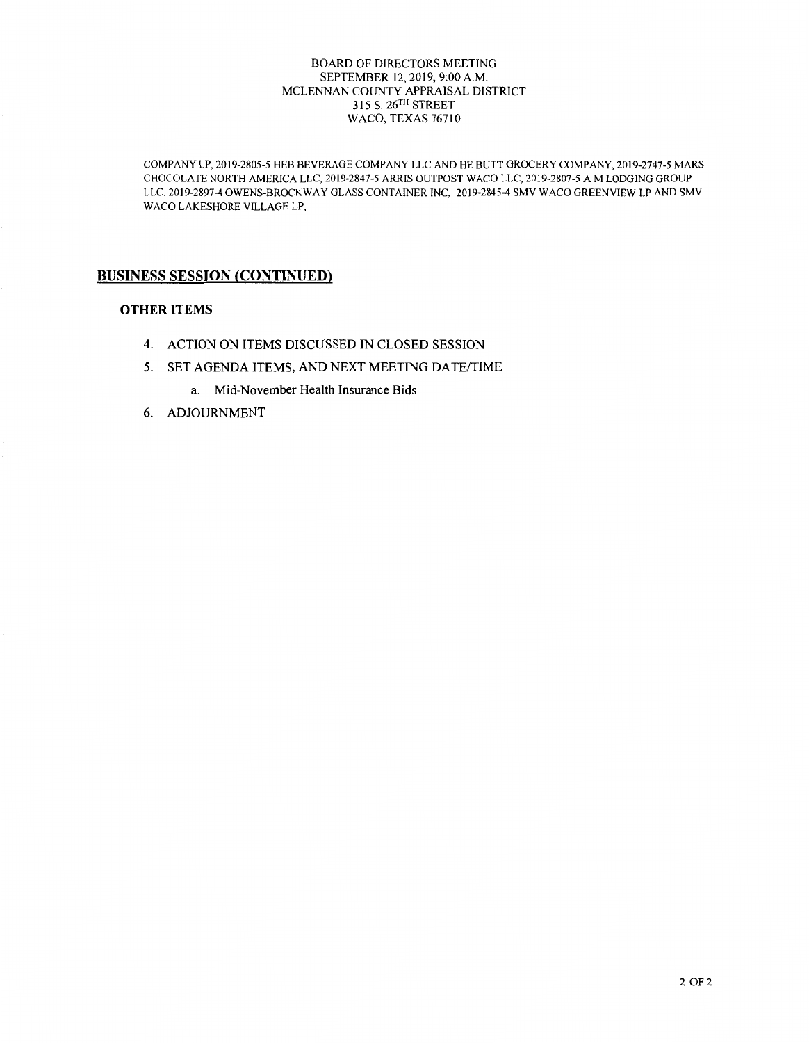BOARD OF DIRECTORS MEETING
SEPTEMBER 12, 2019, 9:00 A.M.
MCLENNAN COUNTY APPRAISAL DISTRICT
315 S. 26TH STREET
WACO, TEXAS 76710

COMPANY LP, 2019-2805-5 HEB BEVERAGE COMPANY LLC AND HE BUTT GROCERY COMPANY, 2019-2747-5 MARS CHOCOLATE NORTH AMERICA LLC, 2019-2847-5 ARRIS OUTPOST WACO LLC, 2019-2807-5 A M LODGING GROUP LLC, 2019-2897-4 OWENS-BROCKWAY GLASS CONTAINER INC, 2019-2845-4 SMV WACO GREENVIEW LP AND SMV WACO LAKESHORE VILLAGE LP,

## BUSINESS SESSION (CONTINUED)

### OTHER ITEMS

4. ACTION ON ITEMS DISCUSSED IN CLOSED SESSION
5. SET AGENDA ITEMS, AND NEXT MEETING DATE/TIME
   a. Mid-November Health Insurance Bids
6. ADJOURNMENT